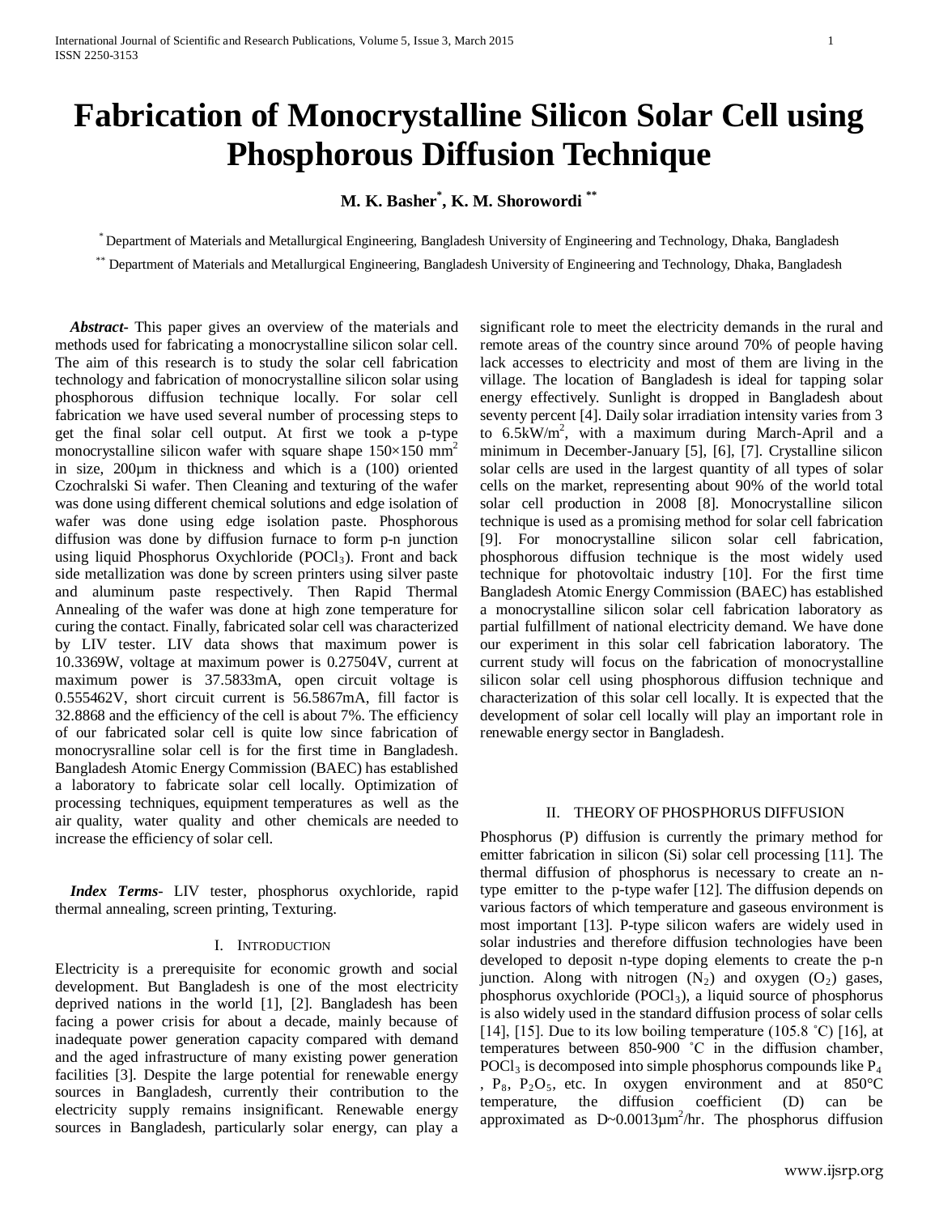# Fabrication of Monocrystalline Silicon Solar Cell using Phosphorous Diffusion Technique

**M. K. Basher[*], K. M. Shorowordi [**]**

[*] Department of Materials and Metallurgical Engineering, Bangladesh University of Engineering and Technology, Dhaka, Bangladesh

[**] Department of Materials and Metallurgical Engineering, Bangladesh University of Engineering and Technology, Dhaka, Bangladesh

***Abstract***- This paper gives an overview of the materials and methods used for fabricating a monocrystalline silicon solar cell. The aim of this research is to study the solar cell fabrication technology and fabrication of monocrystalline silicon solar using phosphorous diffusion technique locally. For solar cell fabrication we have used several number of processing steps to get the final solar cell output. At first we took a p-type monocrystalline silicon wafer with square shape 150×150 mm$^2$ in size, 200μm in thickness and which is a (100) oriented Czochralski Si wafer. Then Cleaning and texturing of the wafer was done using different chemical solutions and edge isolation of wafer was done using edge isolation paste. Phosphorous diffusion was done by diffusion furnace to form p-n junction using liquid Phosphorus Oxychloride ($POCl_3$). Front and back side metallization was done by screen printers using silver paste and aluminum paste respectively. Then Rapid Thermal Annealing of the wafer was done at high zone temperature for curing the contact. Finally, fabricated solar cell was characterized by LIV tester. LIV data shows that maximum power is 10.3369W, voltage at maximum power is 0.27504V, current at maximum power is 37.5833mA, open circuit voltage is 0.555462V, short circuit current is 56.5867mA, fill factor is 32.8868 and the efficiency of the cell is about 7%. The efficiency of our fabricated solar cell is quite low since fabrication of monocrysralline solar cell is for the first time in Bangladesh. Bangladesh Atomic Energy Commission (BAEC) has established a laboratory to fabricate solar cell locally. Optimization of processing techniques, equipment temperatures as well as the air quality, water quality and other chemicals are needed to increase the efficiency of solar cell.

***Index Terms***- LIV tester, phosphorus oxychloride, rapid thermal annealing, screen printing, Texturing.

## I. Introduction

Electricity is a prerequisite for economic growth and social development. But Bangladesh is one of the most electricity deprived nations in the world [1], [2]. Bangladesh has been facing a power crisis for about a decade, mainly because of inadequate power generation capacity compared with demand and the aged infrastructure of many existing power generation facilities [3]. Despite the large potential for renewable energy sources in Bangladesh, currently their contribution to the electricity supply remains insignificant. Renewable energy sources in Bangladesh, particularly solar energy, can play a significant role to meet the electricity demands in the rural and remote areas of the country since around 70% of people having lack accesses to electricity and most of them are living in the village. The location of Bangladesh is ideal for tapping solar energy effectively. Sunlight is dropped in Bangladesh about seventy percent [4]. Daily solar irradiation intensity varies from 3 to 6.5kW/m$^2$, with a maximum during March-April and a minimum in December-January [5], [6], [7]. Crystalline silicon solar cells are used in the largest quantity of all types of solar cells on the market, representing about 90% of the world total solar cell production in 2008 [8]. Monocrystalline silicon technique is used as a promising method for solar cell fabrication [9]. For monocrystalline silicon solar cell fabrication, phosphorous diffusion technique is the most widely used technique for photovoltaic industry [10]. For the first time Bangladesh Atomic Energy Commission (BAEC) has established a monocrystalline silicon solar cell fabrication laboratory as partial fulfillment of national electricity demand. We have done our experiment in this solar cell fabrication laboratory. The current study will focus on the fabrication of monocrystalline silicon solar cell using phosphorous diffusion technique and characterization of this solar cell locally. It is expected that the development of solar cell locally will play an important role in renewable energy sector in Bangladesh.

## II. Theory of Phosphorus Diffusion

Phosphorus (P) diffusion is currently the primary method for emitter fabrication in silicon (Si) solar cell processing [11]. The thermal diffusion of phosphorus is necessary to create an n-type emitter to the p-type wafer [12]. The diffusion depends on various factors of which temperature and gaseous environment is most important [13]. P-type silicon wafers are widely used in solar industries and therefore diffusion technologies have been developed to deposit n-type doping elements to create the p-n junction. Along with nitrogen ($N_2$) and oxygen ($O_2$) gases, phosphorus oxychloride ($POCl_3$), a liquid source of phosphorus is also widely used in the standard diffusion process of solar cells [14], [15]. Due to its low boiling temperature (105.8 ˚C) [16], at temperatures between 850-900 ˚C in the diffusion chamber, $POCl_3$ is decomposed into simple phosphorus compounds like $P_4$, $P_8$, $P_2O_5$, etc. In oxygen environment and at 850°C temperature, the diffusion coefficient (D) can be approximated as D~0.0013μm$^2$/hr. The phosphorus diffusion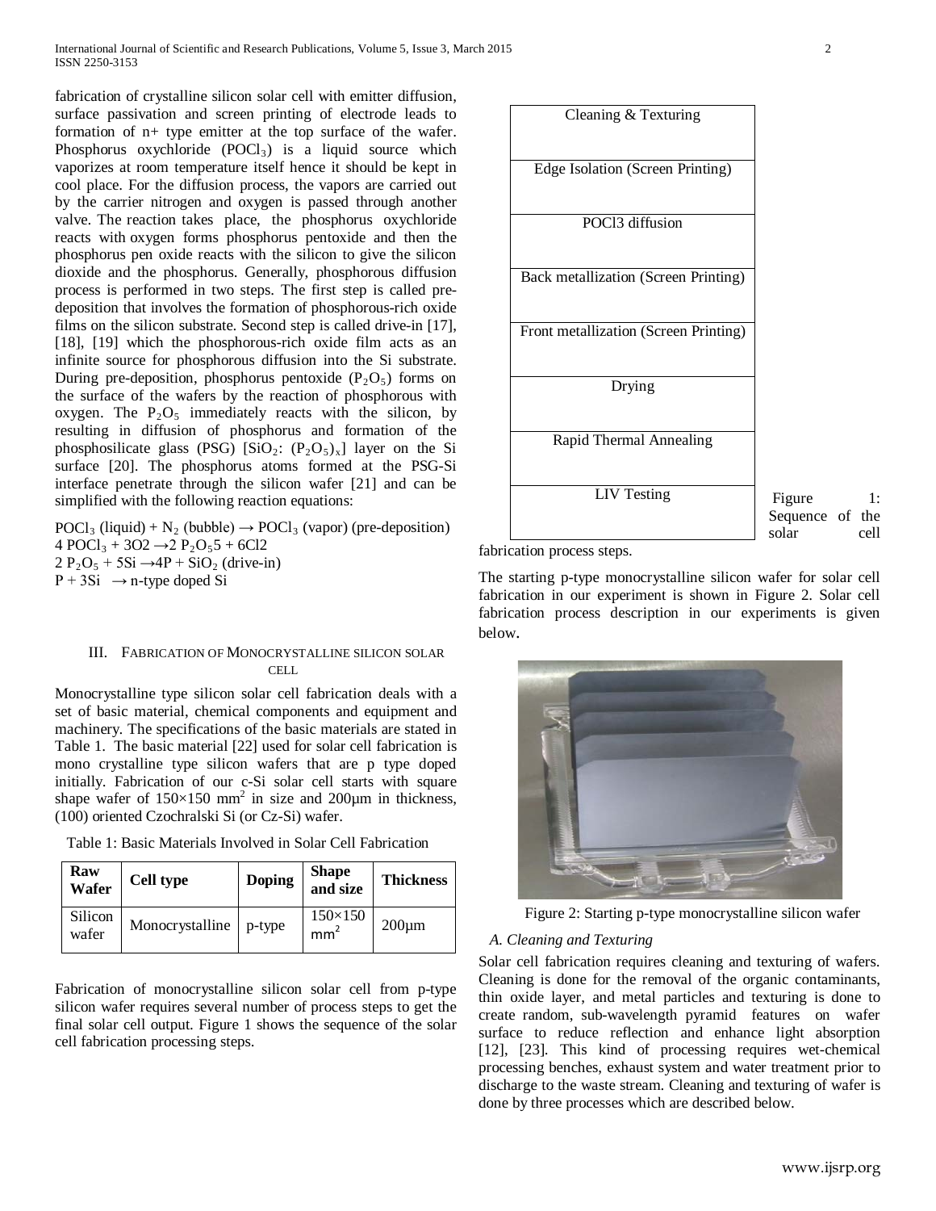fabrication of crystalline silicon solar cell with emitter diffusion, surface passivation and screen printing of electrode leads to formation of n+ type emitter at the top surface of the wafer. Phosphorus oxychloride ($POCl_3$) is a liquid source which vaporizes at room temperature itself hence it should be kept in cool place. For the diffusion process, the vapors are carried out by the carrier nitrogen and oxygen is passed through another valve. The reaction takes place, the phosphorus oxychloride reacts with oxygen forms phosphorus pentoxide and then the phosphorus pen oxide reacts with the silicon to give the silicon dioxide and the phosphorus. Generally, phosphorous diffusion process is performed in two steps. The first step is called pre-deposition that involves the formation of phosphorous-rich oxide films on the silicon substrate. Second step is called drive-in [17], [18], [19] which the phosphorous-rich oxide film acts as an infinite source for phosphorous diffusion into the Si substrate. During pre-deposition, phosphorus pentoxide ($P_2O_5$) forms on the surface of the wafers by the reaction of phosphorous with oxygen. The $P_2O_5$ immediately reacts with the silicon, by resulting in diffusion of phosphorus and formation of the phosphosilicate glass (PSG) [$SiO_2$: $(P_2O_5)_x$] layer on the Si surface [20]. The phosphorus atoms formed at the PSG-Si interface penetrate through the silicon wafer [21] and can be simplified with the following reaction equations:

$POCl_3$ (liquid) + $N_2$ (bubble) → $POCl_3$ (vapor) (pre-deposition)
4 $POCl_3$ + 3O2 →2 $P_2O_5$5 + 6Cl2
2 $P_2O_5$ + 5Si →4P + $SiO_2$ (drive-in)
P + 3Si → n-type doped Si

## III. Fabrication of Monocrystalline silicon solar cell

Monocrystalline type silicon solar cell fabrication deals with a set of basic material, chemical components and equipment and machinery. The specifications of the basic materials are stated in Table 1. The basic material [22] used for solar cell fabrication is mono crystalline type silicon wafers that are p type doped initially. Fabrication of our c-Si solar cell starts with square shape wafer of 150×150 $mm^2$ in size and 200μm in thickness, (100) oriented Czochralski Si (or Cz-Si) wafer.

Table 1: Basic Materials Involved in Solar Cell Fabrication

| Raw Wafer | Cell type | Doping | Shape and size | Thickness |
|---|---|---|---|---|
| Silicon wafer | Monocrystalline | p-type | 150×150 $mm^2$ | 200μm |

Fabrication of monocrystalline silicon solar cell from p-type silicon wafer requires several number of process steps to get the final solar cell output. Figure 1 shows the sequence of the solar cell fabrication processing steps.

| Cleaning & Texturing |
|---|
| Edge Isolation (Screen Printing) |
| POCl3 diffusion |
| Back metallization (Screen Printing) |
| Front metallization (Screen Printing) |
| Drying |
| Rapid Thermal Annealing |
| LIV Testing |

Figure 1: Sequence of the solar cell fabrication process steps.

The starting p-type monocrystalline silicon wafer for solar cell fabrication in our experiment is shown in Figure 2. Solar cell fabrication process description in our experiments is given below.

Figure 2: Starting p-type monocrystalline silicon wafer

### A. Cleaning and Texturing

Solar cell fabrication requires cleaning and texturing of wafers. Cleaning is done for the removal of the organic contaminants, thin oxide layer, and metal particles and texturing is done to create random, sub-wavelength pyramid features on wafer surface to reduce reflection and enhance light absorption [12], [23]. This kind of processing requires wet-chemical processing benches, exhaust system and water treatment prior to discharge to the waste stream. Cleaning and texturing of wafer is done by three processes which are described below.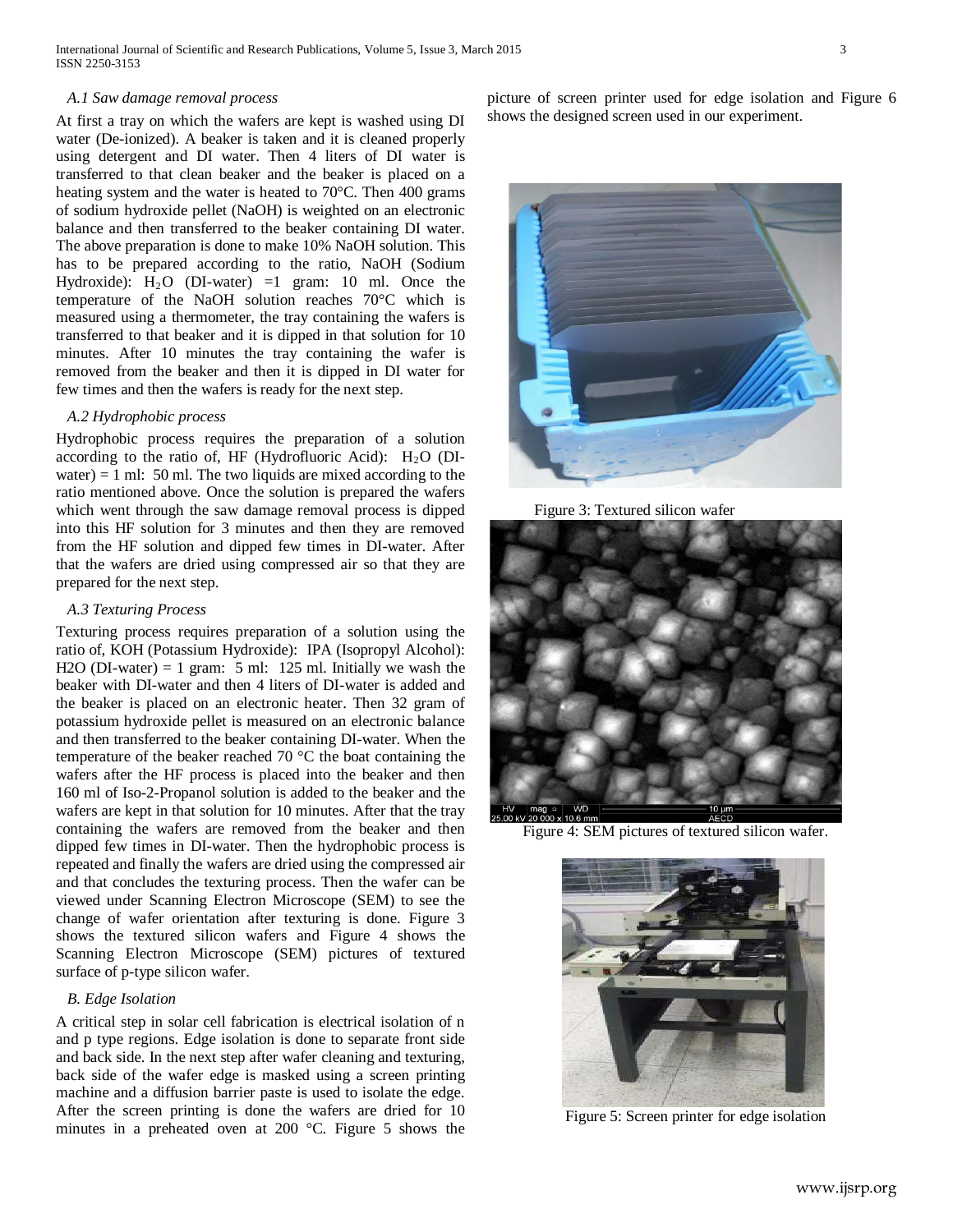### A.1 Saw damage removal process

At first a tray on which the wafers are kept is washed using DI water (De-ionized). A beaker is taken and it is cleaned properly using detergent and DI water. Then 4 liters of DI water is transferred to that clean beaker and the beaker is placed on a heating system and the water is heated to 70°C. Then 400 grams of sodium hydroxide pellet (NaOH) is weighted on an electronic balance and then transferred to the beaker containing DI water. The above preparation is done to make 10% NaOH solution. This has to be prepared according to the ratio, NaOH (Sodium Hydroxide): $H_2O$ (DI-water) =1 gram: 10 ml. Once the temperature of the NaOH solution reaches 70°C which is measured using a thermometer, the tray containing the wafers is transferred to that beaker and it is dipped in that solution for 10 minutes. After 10 minutes the tray containing the wafer is removed from the beaker and then it is dipped in DI water for few times and then the wafers is ready for the next step.

### A.2 Hydrophobic process

Hydrophobic process requires the preparation of a solution according to the ratio of, HF (Hydrofluoric Acid): $H_2O$ (DI-water) = 1 ml: 50 ml. The two liquids are mixed according to the ratio mentioned above. Once the solution is prepared the wafers which went through the saw damage removal process is dipped into this HF solution for 3 minutes and then they are removed from the HF solution and dipped few times in DI-water. After that the wafers are dried using compressed air so that they are prepared for the next step.

### A.3 Texturing Process

Texturing process requires preparation of a solution using the ratio of, KOH (Potassium Hydroxide): IPA (Isopropyl Alcohol): H2O (DI-water) = 1 gram: 5 ml: 125 ml. Initially we wash the beaker with DI-water and then 4 liters of DI-water is added and the beaker is placed on an electronic heater. Then 32 gram of potassium hydroxide pellet is measured on an electronic balance and then transferred to the beaker containing DI-water. When the temperature of the beaker reached 70 °C the boat containing the wafers after the HF process is placed into the beaker and then 160 ml of Iso-2-Propanol solution is added to the beaker and the wafers are kept in that solution for 10 minutes. After that the tray containing the wafers are removed from the beaker and then dipped few times in DI-water. Then the hydrophobic process is repeated and finally the wafers are dried using the compressed air and that concludes the texturing process. Then the wafer can be viewed under Scanning Electron Microscope (SEM) to see the change of wafer orientation after texturing is done. Figure 3 shows the textured silicon wafers and Figure 4 shows the Scanning Electron Microscope (SEM) pictures of textured surface of p-type silicon wafer.

### B. Edge Isolation

A critical step in solar cell fabrication is electrical isolation of n and p type regions. Edge isolation is done to separate front side and back side. In the next step after wafer cleaning and texturing, back side of the wafer edge is masked using a screen printing machine and a diffusion barrier paste is used to isolate the edge. After the screen printing is done the wafers are dried for 10 minutes in a preheated oven at 200 °C. Figure 5 shows the picture of screen printer used for edge isolation and Figure 6 shows the designed screen used in our experiment.

Figure 3: Textured silicon wafer

Figure 4: SEM pictures of textured silicon wafer.

Figure 5: Screen printer for edge isolation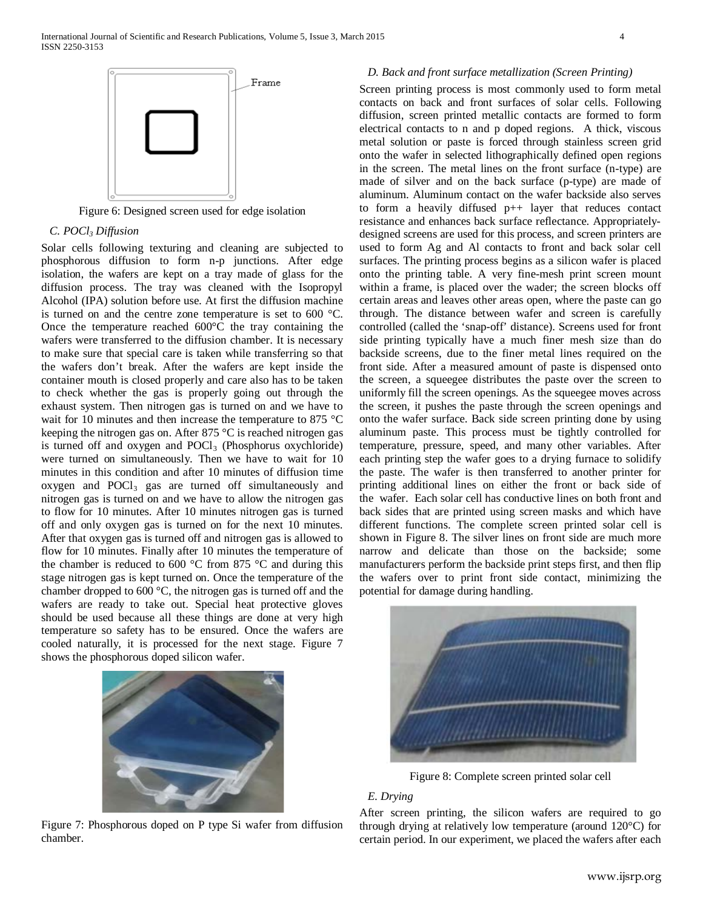Figure 6: Designed screen used for edge isolation

### C. $POCl_3$ Diffusion

Solar cells following texturing and cleaning are subjected to phosphorous diffusion to form n-p junctions. After edge isolation, the wafers are kept on a tray made of glass for the diffusion process. The tray was cleaned with the Isopropyl Alcohol (IPA) solution before use. At first the diffusion machine is turned on and the centre zone temperature is set to 600 °C. Once the temperature reached 600°C the tray containing the wafers were transferred to the diffusion chamber. It is necessary to make sure that special care is taken while transferring so that the wafers don't break. After the wafers are kept inside the container mouth is closed properly and care also has to be taken to check whether the gas is properly going out through the exhaust system. Then nitrogen gas is turned on and we have to wait for 10 minutes and then increase the temperature to 875 °C keeping the nitrogen gas on. After 875 °C is reached nitrogen gas is turned off and oxygen and $POCl_3$ (Phosphorus oxychloride) were turned on simultaneously. Then we have to wait for 10 minutes in this condition and after 10 minutes of diffusion time oxygen and $POCl_3$ gas are turned off simultaneously and nitrogen gas is turned on and we have to allow the nitrogen gas to flow for 10 minutes. After 10 minutes nitrogen gas is turned off and only oxygen gas is turned on for the next 10 minutes. After that oxygen gas is turned off and nitrogen gas is allowed to flow for 10 minutes. Finally after 10 minutes the temperature of the chamber is reduced to 600 °C from 875 °C and during this stage nitrogen gas is kept turned on. Once the temperature of the chamber dropped to 600 °C, the nitrogen gas is turned off and the wafers are ready to take out. Special heat protective gloves should be used because all these things are done at very high temperature so safety has to be ensured. Once the wafers are cooled naturally, it is processed for the next stage. Figure 7 shows the phosphorous doped silicon wafer.

Figure 7: Phosphorous doped on P type Si wafer from diffusion chamber.

### D. Back and front surface metallization (Screen Printing)

Screen printing process is most commonly used to form metal contacts on back and front surfaces of solar cells. Following diffusion, screen printed metallic contacts are formed to form electrical contacts to n and p doped regions. A thick, viscous metal solution or paste is forced through stainless screen grid onto the wafer in selected lithographically defined open regions in the screen. The metal lines on the front surface (n-type) are made of silver and on the back surface (p-type) are made of aluminum. Aluminum contact on the wafer backside also serves to form a heavily diffused p++ layer that reduces contact resistance and enhances back surface reflectance. Appropriately-designed screens are used for this process, and screen printers are used to form Ag and Al contacts to front and back solar cell surfaces. The printing process begins as a silicon wafer is placed onto the printing table. A very fine-mesh print screen mount within a frame, is placed over the wader; the screen blocks off certain areas and leaves other areas open, where the paste can go through. The distance between wafer and screen is carefully controlled (called the 'snap-off' distance). Screens used for front side printing typically have a much finer mesh size than do backside screens, due to the finer metal lines required on the front side. After a measured amount of paste is dispensed onto the screen, a squeegee distributes the paste over the screen to uniformly fill the screen openings. As the squeegee moves across the screen, it pushes the paste through the screen openings and onto the wafer surface. Back side screen printing done by using aluminum paste. This process must be tightly controlled for temperature, pressure, speed, and many other variables. After each printing step the wafer goes to a drying furnace to solidify the paste. The wafer is then transferred to another printer for printing additional lines on either the front or back side of the wafer. Each solar cell has conductive lines on both front and back sides that are printed using screen masks and which have different functions. The complete screen printed solar cell is shown in Figure 8. The silver lines on front side are much more narrow and delicate than those on the backside; some manufacturers perform the backside print steps first, and then flip the wafers over to print front side contact, minimizing the potential for damage during handling.

Figure 8: Complete screen printed solar cell

### E. Drying

After screen printing, the silicon wafers are required to go through drying at relatively low temperature (around 120°C) for certain period. In our experiment, we placed the wafers after each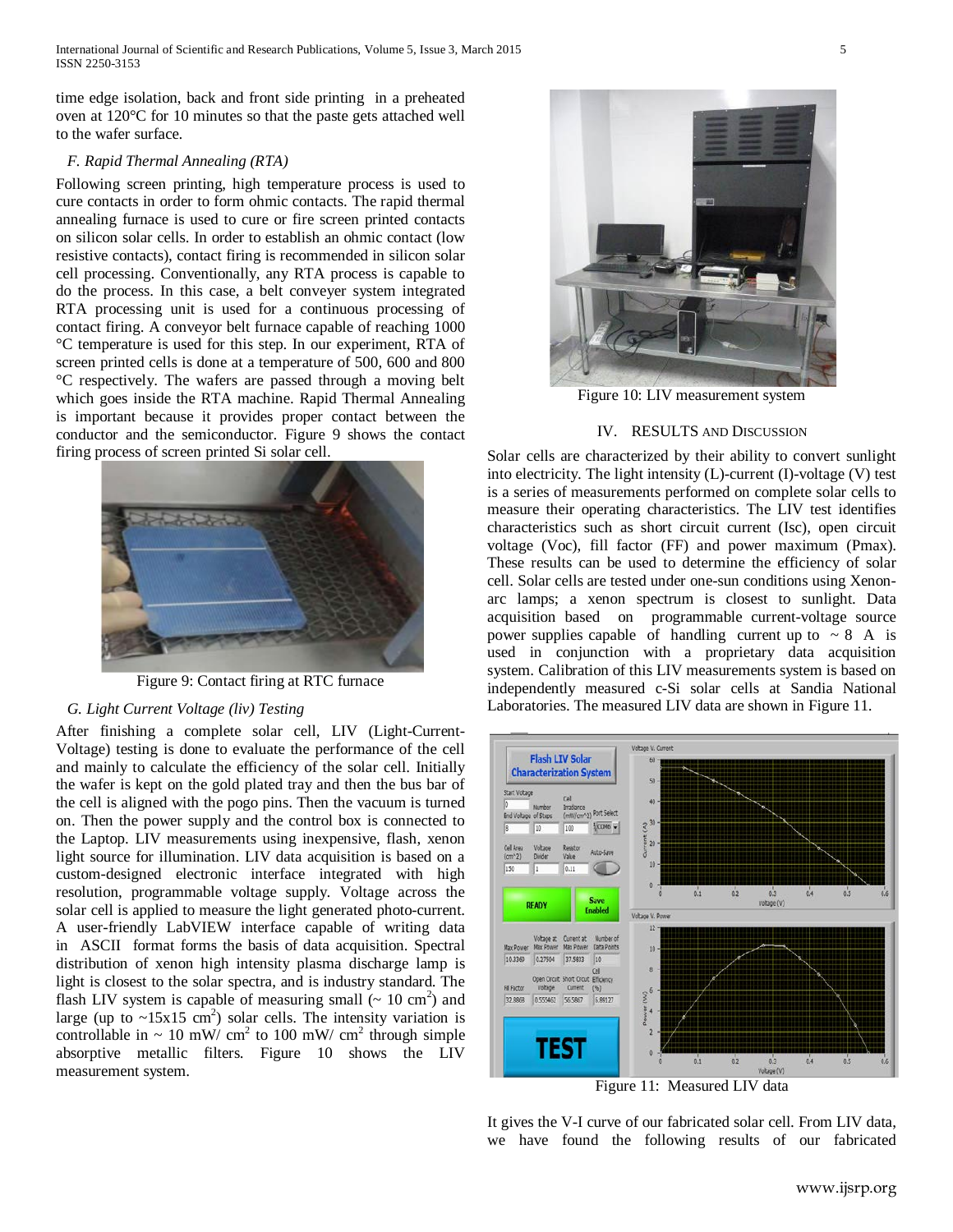time edge isolation, back and front side printing in a preheated oven at 120°C for 10 minutes so that the paste gets attached well to the wafer surface.

### *F. Rapid Thermal Annealing (RTA)*

Following screen printing, high temperature process is used to cure contacts in order to form ohmic contacts. The rapid thermal annealing furnace is used to cure or fire screen printed contacts on silicon solar cells. In order to establish an ohmic contact (low resistive contacts), contact firing is recommended in silicon solar cell processing. Conventionally, any RTA process is capable to do the process. In this case, a belt conveyer system integrated RTA processing unit is used for a continuous processing of contact firing. A conveyor belt furnace capable of reaching 1000 °C temperature is used for this step. In our experiment, RTA of screen printed cells is done at a temperature of 500, 600 and 800 °C respectively. The wafers are passed through a moving belt which goes inside the RTA machine. Rapid Thermal Annealing is important because it provides proper contact between the conductor and the semiconductor. Figure 9 shows the contact firing process of screen printed Si solar cell.

Figure 9: Contact firing at RTC furnace

### *G. Light Current Voltage (liv) Testing*

After finishing a complete solar cell, LIV (Light-Current-Voltage) testing is done to evaluate the performance of the cell and mainly to calculate the efficiency of the solar cell. Initially the wafer is kept on the gold plated tray and then the bus bar of the cell is aligned with the pogo pins. Then the vacuum is turned on. Then the power supply and the control box is connected to the Laptop. LIV measurements using inexpensive, flash, xenon light source for illumination. LIV data acquisition is based on a custom-designed electronic interface integrated with high resolution, programmable voltage supply. Voltage across the solar cell is applied to measure the light generated photo-current. A user-friendly LabVIEW interface capable of writing data in ASCII format forms the basis of data acquisition. Spectral distribution of xenon high intensity plasma discharge lamp is light is closest to the solar spectra, and is industry standard. The flash LIV system is capable of measuring small (~ 10 cm$^2$) and large (up to ~15x15 cm$^2$) solar cells. The intensity variation is controllable in ~ 10 mW/ cm$^2$ to 100 mW/ cm$^2$ through simple absorptive metallic filters. Figure 10 shows the LIV measurement system.

Figure 10: LIV measurement system

## IV. Results and Discussion

Solar cells are characterized by their ability to convert sunlight into electricity. The light intensity (L)-current (I)-voltage (V) test is a series of measurements performed on complete solar cells to measure their operating characteristics. The LIV test identifies characteristics such as short circuit current (Isc), open circuit voltage (Voc), fill factor (FF) and power maximum (Pmax). These results can be used to determine the efficiency of solar cell. Solar cells are tested under one-sun conditions using Xenon-arc lamps; a xenon spectrum is closest to sunlight. Data acquisition based on programmable current-voltage source power supplies capable of handling current up to ~ 8 A is used in conjunction with a proprietary data acquisition system. Calibration of this LIV measurements system is based on independently measured c-Si solar cells at Sandia National Laboratories. The measured LIV data are shown in Figure 11.

Figure 11: Measured LIV data

It gives the V-I curve of our fabricated solar cell. From LIV data, we have found the following results of our fabricated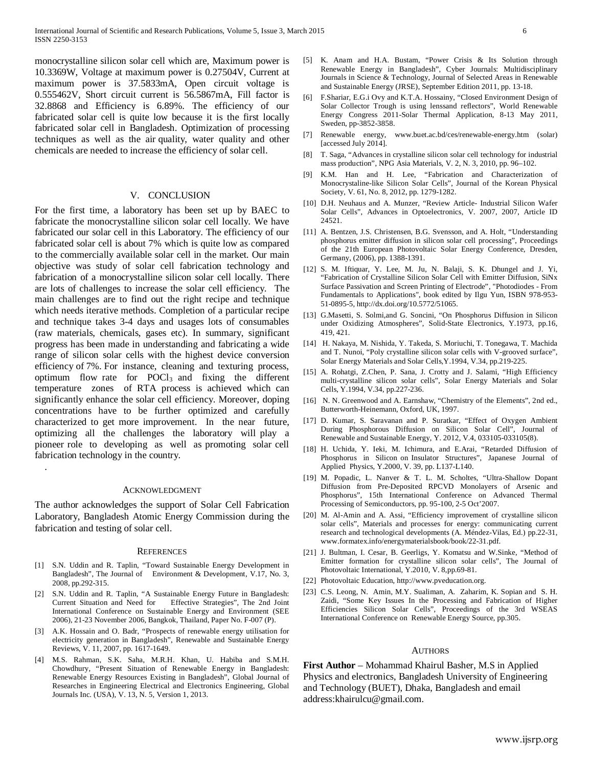monocrystalline silicon solar cell which are, Maximum power is 10.3369W, Voltage at maximum power is 0.27504V, Current at maximum power is 37.5833mA, Open circuit voltage is 0.555462V, Short circuit current is 56.5867mA, Fill factor is 32.8868 and Efficiency is 6.89%. The efficiency of our fabricated solar cell is quite low because it is the first locally fabricated solar cell in Bangladesh. Optimization of processing techniques as well as the air quality, water quality and other chemicals are needed to increase the efficiency of solar cell.

## V. CONCLUSION

For the first time, a laboratory has been set up by BAEC to fabricate the monocrystalline silicon solar cell locally. We have fabricated our solar cell in this Laboratory. The efficiency of our fabricated solar cell is about 7% which is quite low as compared to the commercially available solar cell in the market. Our main objective was study of solar cell fabrication technology and fabrication of a monocrystalline silicon solar cell locally. There are lots of challenges to increase the solar cell efficiency. The main challenges are to find out the right recipe and technique which needs iterative methods. Completion of a particular recipe and technique takes 3-4 days and usages lots of consumables (raw materials, chemicals, gases etc). In summary, significant progress has been made in understanding and fabricating a wide range of silicon solar cells with the highest device conversion efficiency of 7%. For instance, cleaning and texturing process, optimum flow rate for $POCl_3$ and fixing the different temperature zones of RTA process is achieved which can significantly enhance the solar cell efficiency. Moreover, doping concentrations have to be further optimized and carefully characterized to get more improvement. In the near future, optimizing all the challenges the laboratory will play a pioneer role to developing as well as promoting solar cell fabrication technology in the country.

.

## ACKNOWLEDGMENT

The author acknowledges the support of Solar Cell Fabrication Laboratory, Bangladesh Atomic Energy Commission during the fabrication and testing of solar cell.

## REFERENCES

[1] S.N. Uddin and R. Taplin, "Toward Sustainable Energy Development in Bangladesh", The Journal of Environment & Development, V.17, No. 3, 2008, pp.292-315.

[2] S.N. Uddin and R. Taplin, "A Sustainable Energy Future in Bangladesh: Current Situation and Need for Effective Strategies", The 2nd Joint International Conference on Sustainable Energy and Environment (SEE 2006), 21-23 November 2006, Bangkok, Thailand, Paper No. F-007 (P).

[3] A.K. Hossain and O. Badr, "Prospects of renewable energy utilisation for electricity generation in Bangladesh", Renewable and Sustainable Energy Reviews, V. 11, 2007, pp. 1617-1649.

[4] M.S. Rahman, S.K. Saha, M.R.H. Khan, U. Habiba and S.M.H. Chowdhury, "Present Situation of Renewable Energy in Bangladesh: Renewable Energy Resources Existing in Bangladesh", Global Journal of Researches in Engineering Electrical and Electronics Engineering, Global Journals Inc. (USA), V. 13, N. 5, Version 1, 2013.

[5] K. Anam and H.A. Bustam, "Power Crisis & Its Solution through Renewable Energy in Bangladesh", Cyber Journals: Multidisciplinary Journals in Science & Technology, Journal of Selected Areas in Renewable and Sustainable Energy (JRSE), September Edition 2011, pp. 13-18.

[6] F.Shariar, E.G.i Ovy and K.T.A. Hossainy, "Closed Environment Design of Solar Collector Trough is using lenssand reflectors", World Renewable Energy Congress 2011-Solar Thermal Application, 8-13 May 2011, Sweden, pp-3852-3858.

[7] Renewable energy, www.buet.ac.bd/ces/renewable-energy.htm (solar) [accessed July 2014].

[8] T. Saga, "Advances in crystalline silicon solar cell technology for industrial mass production", NPG Asia Materials, V. 2, N. 3, 2010, pp. 96–102.

[9] K.M. Han and H. Lee, "Fabrication and Characterization of Monocrystaline-like Silicon Solar Cells", Journal of the Korean Physical Society, V. 61, No. 8, 2012, pp. 1279-1282.

[10] D.H. Neuhaus and A. Munzer, "Review Article- Industrial Silicon Wafer Solar Cells", Advances in Optoelectronics, V. 2007, 2007, Article ID 24521.

[11] A. Bentzen, J.S. Christensen, B.G. Svensson, and A. Holt, "Understanding phosphorus emitter diffusion in silicon solar cell processing", Proceedings of the 21th European Photovoltaic Solar Energy Conference, Dresden, Germany, (2006), pp. 1388-1391.

[12] S. M. Iftiquar, Y. Lee, M. Ju, N. Balaji, S. K. Dhungel and J. Yi, "Fabrication of Crystalline Silicon Solar Cell with Emitter Diffusion, SiNx Surface Passivation and Screen Printing of Electrode", "Photodiodes - From Fundamentals to Applications", book edited by Ilgu Yun, ISBN 978-953-51-0895-5, http://dx.doi.org/10.5772/51065.

[13] G.Masetti, S. Solmi,and G. Soncini, "On Phosphorus Diffusion in Silicon under Oxidizing Atmospheres", Solid-State Electronics, Y.1973, pp.16, 419, 421.

[14] H. Nakaya, M. Nishida, Y. Takeda, S. Moriuchi, T. Tonegawa, T. Machida and T. Nunoi, "Poly crystalline silicon solar cells with V-grooved surface", Solar Energy Materials and Solar Cells,Y.1994, V.34, pp.219-225.

[15] A. Rohatgi, Z.Chen, P. Sana, J. Crotty and J. Salami, "High Efficiency multi-crystalline silicon solar cells", Solar Energy Materials and Solar Cells, Y.1994, V.34, pp.227-236.

[16] N. N. Greenwood and A. Earnshaw, "Chemistry of the Elements", 2nd ed., Butterworth-Heinemann, Oxford, UK, 1997.

[17] D. Kumar, S. Saravanan and P. Suratkar, "Effect of Oxygen Ambient During Phosphorous Diffusion on Silicon Solar Cell", Journal of Renewable and Sustainable Energy, Y. 2012, V.4, 033105-033105(8).

[18] H. Uchida, Y. Ieki, M. Ichimura, and E.Arai, "Retarded Diffusion of Phosphorus in Silicon on Insulator Structures", Japanese Journal of Applied Physics, Y.2000, V. 39, pp. L137-L140.

[19] M. Popadic, L. Nanver & T. L. M. Scholtes, "Ultra-Shallow Dopant Diffusion from Pre-Deposited RPCVD Monolayers of Arsenic and Phosphorus", 15th International Conference on Advanced Thermal Processing of Semiconductors, pp. 95-100, 2-5 Oct'2007.

[20] M. Al-Amin and A. Assi, "Efficiency improvement of crystalline silicon solar cells", Materials and processes for energy: communicating current research and technological developments (A. Méndez-Vilas, Ed.) pp.22-31, www.formatex.info/energymaterialsbook/book/22-31.pdf.

[21] J. Bultman, I. Cesar, B. Geerligs, Y. Komatsu and W.Sinke, "Method of Emitter formation for crystalline silicon solar cells", The Journal of Photovoltaic International, Y.2010, V. 8,pp.69-81.

[22] Photovoltaic Education, http://www.pveducation.org.

[23] C.S. Leong, N. Amin, M.Y. Sualiman, A. Zaharim, K. Sopian and S. H. Zaidi, "Some Key Issues In the Processing and Fabrication of Higher Efficiencies Silicon Solar Cells", Proceedings of the 3rd WSEAS International Conference on Renewable Energy Source, pp.305.

## AUTHORS

**First Author** – Mohammad Khairul Basher, M.S in Applied Physics and electronics, Bangladesh University of Engineering and Technology (BUET), Dhaka, Bangladesh and email address:khairulcu@gmail.com.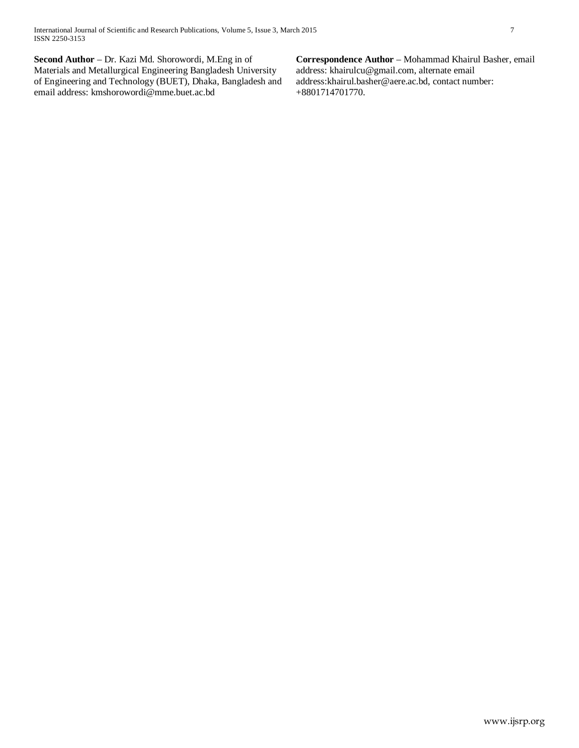**Second Author** – Dr. Kazi Md. Shorowordi, M.Eng in of Materials and Metallurgical Engineering Bangladesh University of Engineering and Technology (BUET), Dhaka, Bangladesh and email address: kmshorowordi@mme.buet.ac.bd

**Correspondence Author** – Mohammad Khairul Basher, email address: khairulcu@gmail.com, alternate email address:khairul.basher@aere.ac.bd, contact number: +8801714701770.